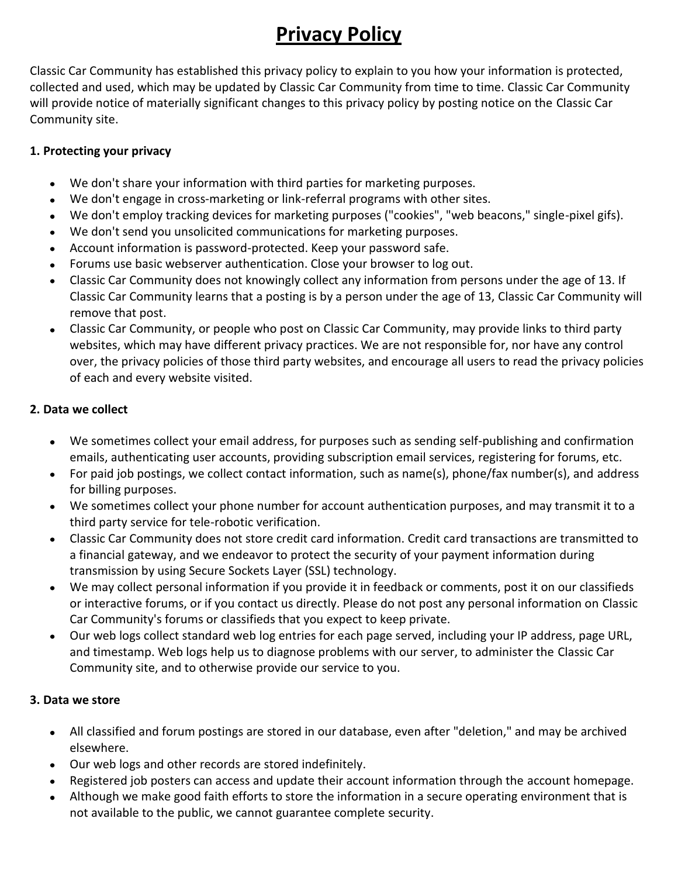# Privacy Policy

Classic Car Community has established this privacy policy to explain to you how your information is protected, collected and used, which may be updated by Classic Car Community from time to time. Classic Car Community will provide notice of materially significant changes to this privacy policy by posting notice on the Classic Car Community site.

**1. Protecting your privacy**

- We don't share your information with third parties for marketing purposes.
- We don't engage in cross-marketing or link-referral programs with other sites.
- We don't employ tracking devices for marketing purposes ("cookies", "web beacons," single-pixel gifs).
- We don't send you unsolicited communications for marketing purposes.
- Account information is password-protected. Keep your password safe.
- Forums use basic webserver authentication. Close your browser to log out.
- Classic Car Community does not knowingly collect any information from persons under the age of 13. If Classic Car Community learns that a posting is by a person under the age of 13, Classic Car Community will remove that post.
- Classic Car Community, or people who post on Classic Car Community, may provide links to third party websites, which may have different privacy practices. We are not responsible for, nor have any control over, the privacy policies of those third party websites, and encourage all users to read the privacy policies of each and every website visited.

**2. Data we collect**

- We sometimes collect your email address, for purposes such as sending self-publishing and confirmation emails, authenticating user accounts, providing subscription email services, registering for forums, etc.
- For paid job postings, we collect contact information, such as name(s), phone/fax number(s), and address for billing purposes.
- We sometimes collect your phone number for account authentication purposes, and may transmit it to a third party service for tele-robotic verification.
- Classic Car Community does not store credit card information. Credit card transactions are transmitted to a financial gateway, and we endeavor to protect the security of your payment information during transmission by using Secure Sockets Layer (SSL) technology.
- We may collect personal information if you provide it in feedback or comments, post it on our classifieds or interactive forums, or if you contact us directly. Please do not post any personal information on Classic Car Community's forums or classifieds that you expect to keep private.
- Our web logs collect standard web log entries for each page served, including your IP address, page URL, and timestamp. Web logs help us to diagnose problems with our server, to administer the Classic Car Community site, and to otherwise provide our service to you.

**3. Data we store**

- All classified and forum postings are stored in our database, even after "deletion," and may be archived elsewhere.
- Our web logs and other records are stored indefinitely.
- Registered job posters can access and update their account information through the account homepage.
- Although we make good faith efforts to store the information in a secure operating environment that is not available to the public, we cannot guarantee complete security.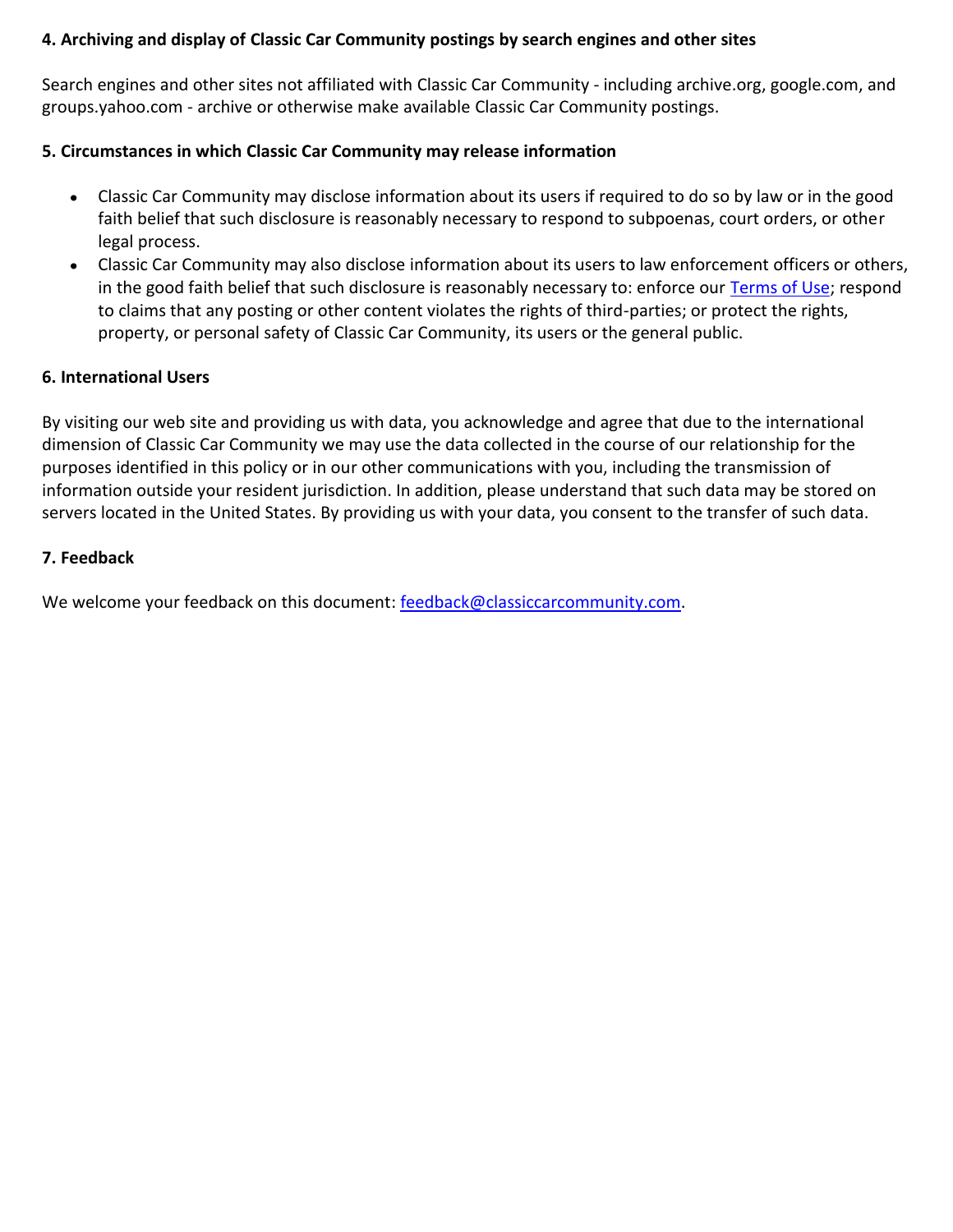**4. Archiving and display of Classic Car Community postings by search engines and other sites**

Search engines and other sites not affiliated with Classic Car Community - including archive.org, google.com, and groups.yahoo.com - archive or otherwise make available Classic Car Community postings.

**5. Circumstances in which Classic Car Community may release information**

- Classic Car Community may disclose information about its users if required to do so by law or in the good faith belief that such disclosure is reasonably necessary to respond to subpoenas, court orders, or other legal process.
- Classic Car Community may also disclose information about its users to law enforcement officers or others, in the good faith belief that such disclosure is reasonably necessary to: enforce our Terms of Use; respond to claims that any posting or other content violates the rights of third-parties; or protect the rights, property, or personal safety of Classic Car Community, its users or the general public.

**6. International Users**

By visiting our web site and providing us with data, you acknowledge and agree that due to the international dimension of Classic Car Community we may use the data collected in the course of our relationship for the purposes identified in this policy or in our other communications with you, including the transmission of information outside your resident jurisdiction. In addition, please understand that such data may be stored on servers located in the United States. By providing us with your data, you consent to the transfer of such data.

**7. Feedback**

We welcome your feedback on this document: feedback@classiccarcommunity.com.